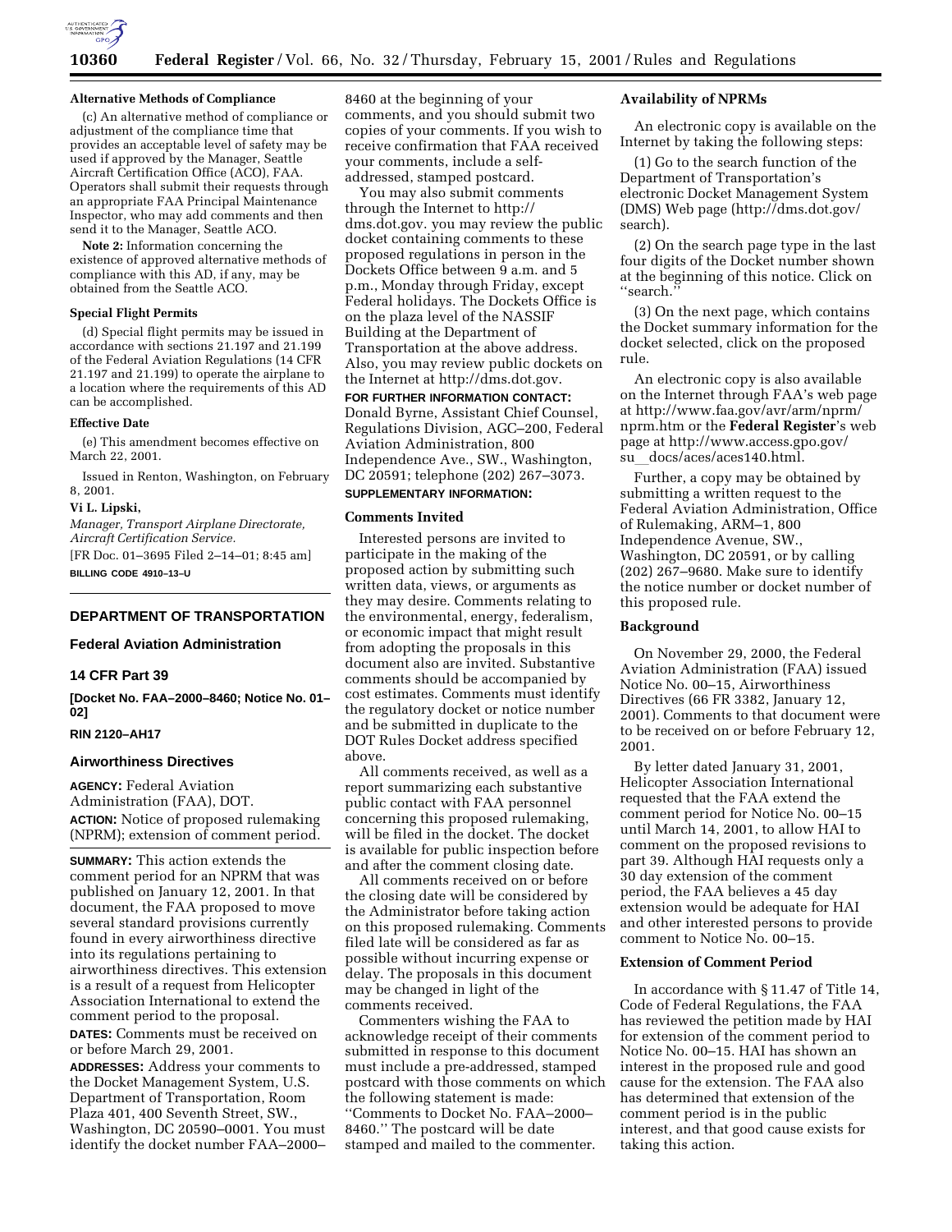**Alternative Methods of Compliance**

(c) An alternative method of compliance or adjustment of the compliance time that provides an acceptable level of safety may be used if approved by the Manager, Seattle Aircraft Certification Office (ACO), FAA. Operators shall submit their requests through an appropriate FAA Principal Maintenance Inspector, who may add comments and then send it to the Manager, Seattle ACO.

**Note 2:** Information concerning the existence of approved alternative methods of compliance with this AD, if any, may be obtained from the Seattle ACO.

**Special Flight Permits**

(d) Special flight permits may be issued in accordance with sections 21.197 and 21.199 of the Federal Aviation Regulations (14 CFR 21.197 and 21.199) to operate the airplane to a location where the requirements of this AD can be accomplished.

**Effective Date**

(e) This amendment becomes effective on March 22, 2001.

Issued in Renton, Washington, on February 8, 2001.

**Vi L. Lipski,**

*Manager, Transport Airplane Directorate, Aircraft Certification Service.*

[FR Doc. 01–3695 Filed 2–14–01; 8:45 am]

**BILLING CODE 4910–13–U**

---

## DEPARTMENT OF TRANSPORTATION

### Federal Aviation Administration

### 14 CFR Part 39

**[Docket No. FAA–2000–8460; Notice No. 01–02]**

**RIN 2120–AH17**

### Airworthiness Directives

**AGENCY:** Federal Aviation Administration (FAA), DOT.

**ACTION:** Notice of proposed rulemaking (NPRM); extension of comment period.

**SUMMARY:** This action extends the comment period for an NPRM that was published on January 12, 2001. In that document, the FAA proposed to move several standard provisions currently found in every airworthiness directive into its regulations pertaining to airworthiness directives. This extension is a result of a request from Helicopter Association International to extend the comment period to the proposal.

**DATES:** Comments must be received on or before March 29, 2001.

**ADDRESSES:** Address your comments to the Docket Management System, U.S. Department of Transportation, Room Plaza 401, 400 Seventh Street, SW., Washington, DC 20590–0001. You must identify the docket number FAA–2000–8460 at the beginning of your comments, and you should submit two copies of your comments. If you wish to receive confirmation that FAA received your comments, include a self-addressed, stamped postcard.

You may also submit comments through the Internet to http://dms.dot.gov. you may review the public docket containing comments to these proposed regulations in person in the Dockets Office between 9 a.m. and 5 p.m., Monday through Friday, except Federal holidays. The Dockets Office is on the plaza level of the NASSIF Building at the Department of Transportation at the above address. Also, you may review public dockets on the Internet at http://dms.dot.gov.

**FOR FURTHER INFORMATION CONTACT:** Donald Byrne, Assistant Chief Counsel, Regulations Division, AGC–200, Federal Aviation Administration, 800 Independence Ave., SW., Washington, DC 20591; telephone (202) 267–3073.

**SUPPLEMENTARY INFORMATION:**

**Comments Invited**

Interested persons are invited to participate in the making of the proposed action by submitting such written data, views, or arguments as they may desire. Comments relating to the environmental, energy, federalism, or economic impact that might result from adopting the proposals in this document also are invited. Substantive comments should be accompanied by cost estimates. Comments must identify the regulatory docket or notice number and be submitted in duplicate to the DOT Rules Docket address specified above.

All comments received, as well as a report summarizing each substantive public contact with FAA personnel concerning this proposed rulemaking, will be filed in the docket. The docket is available for public inspection before and after the comment closing date.

All comments received on or before the closing date will be considered by the Administrator before taking action on this proposed rulemaking. Comments filed late will be considered as far as possible without incurring expense or delay. The proposals in this document may be changed in light of the comments received.

Commenters wishing the FAA to acknowledge receipt of their comments submitted in response to this document must include a pre-addressed, stamped postcard with those comments on which the following statement is made: ''Comments to Docket No. FAA–2000–8460.'' The postcard will be date stamped and mailed to the commenter.

**Availability of NPRMs**

An electronic copy is available on the Internet by taking the following steps:

(1) Go to the search function of the Department of Transportation's electronic Docket Management System (DMS) Web page (http://dms.dot.gov/search).

(2) On the search page type in the last four digits of the Docket number shown at the beginning of this notice. Click on ''search.''

(3) On the next page, which contains the Docket summary information for the docket selected, click on the proposed rule.

An electronic copy is also available on the Internet through FAA's web page at http://www.faa.gov/avr/arm/nprm/nprm.htm or the **Federal Register**'s web page at http://www.access.gpo.gov/su_docs/aces/aces140.html.

Further, a copy may be obtained by submitting a written request to the Federal Aviation Administration, Office of Rulemaking, ARM–1, 800 Independence Avenue, SW., Washington, DC 20591, or by calling (202) 267–9680. Make sure to identify the notice number or docket number of this proposed rule.

**Background**

On November 29, 2000, the Federal Aviation Administration (FAA) issued Notice No. 00–15, Airworthiness Directives (66 FR 3382, January 12, 2001). Comments to that document were to be received on or before February 12, 2001.

By letter dated January 31, 2001, Helicopter Association International requested that the FAA extend the comment period for Notice No. 00–15 until March 14, 2001, to allow HAI to comment on the proposed revisions to part 39. Although HAI requests only a 30 day extension of the comment period, the FAA believes a 45 day extension would be adequate for HAI and other interested persons to provide comment to Notice No. 00–15.

**Extension of Comment Period**

In accordance with § 11.47 of Title 14, Code of Federal Regulations, the FAA has reviewed the petition made by HAI for extension of the comment period to Notice No. 00–15. HAI has shown an interest in the proposed rule and good cause for the extension. The FAA also has determined that extension of the comment period is in the public interest, and that good cause exists for taking this action.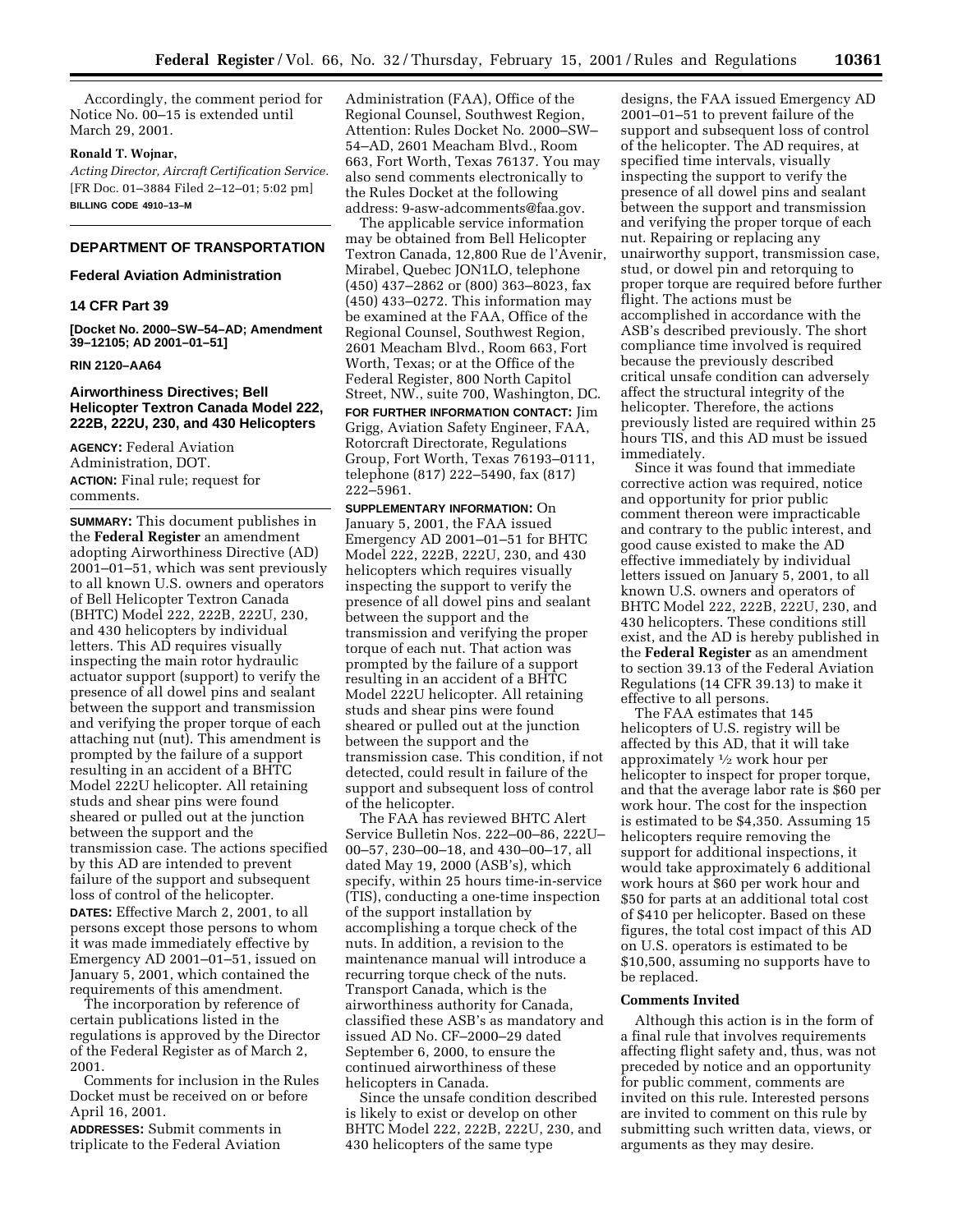Accordingly, the comment period for Notice No. 00–15 is extended until March 29, 2001.

**Ronald T. Wojnar,**

*Acting Director, Aircraft Certification Service.*

[FR Doc. 01–3884 Filed 2–12–01; 5:02 pm]

**BILLING CODE 4910–13–M**

## DEPARTMENT OF TRANSPORTATION

### Federal Aviation Administration

### 14 CFR Part 39

**[Docket No. 2000–SW–54–AD; Amendment 39–12105; AD 2001–01–51]**

**RIN 2120–AA64**

### Airworthiness Directives; Bell Helicopter Textron Canada Model 222, 222B, 222U, 230, and 430 Helicopters

**AGENCY:** Federal Aviation Administration, DOT.

**ACTION:** Final rule; request for comments.

**SUMMARY:** This document publishes in the **Federal Register** an amendment adopting Airworthiness Directive (AD) 2001–01–51, which was sent previously to all known U.S. owners and operators of Bell Helicopter Textron Canada (BHTC) Model 222, 222B, 222U, 230, and 430 helicopters by individual letters. This AD requires visually inspecting the main rotor hydraulic actuator support (support) to verify the presence of all dowel pins and sealant between the support and transmission and verifying the proper torque of each attaching nut (nut). This amendment is prompted by the failure of a support resulting in an accident of a BHTC Model 222U helicopter. All retaining studs and shear pins were found sheared or pulled out at the junction between the support and the transmission case. The actions specified by this AD are intended to prevent failure of the support and subsequent loss of control of the helicopter.

**DATES:** Effective March 2, 2001, to all persons except those persons to whom it was made immediately effective by Emergency AD 2001–01–51, issued on January 5, 2001, which contained the requirements of this amendment.

The incorporation by reference of certain publications listed in the regulations is approved by the Director of the Federal Register as of March 2, 2001.

Comments for inclusion in the Rules Docket must be received on or before April 16, 2001.

**ADDRESSES:** Submit comments in triplicate to the Federal Aviation Administration (FAA), Office of the Regional Counsel, Southwest Region, Attention: Rules Docket No. 2000–SW–54–AD, 2601 Meacham Blvd., Room 663, Fort Worth, Texas 76137. You may also send comments electronically to the Rules Docket at the following address: 9-asw-adcomments@faa.gov.

The applicable service information may be obtained from Bell Helicopter Textron Canada, 12,800 Rue de l'Avenir, Mirabel, Quebec JON1LO, telephone (450) 437–2862 or (800) 363–8023, fax (450) 433–0272. This information may be examined at the FAA, Office of the Regional Counsel, Southwest Region, 2601 Meacham Blvd., Room 663, Fort Worth, Texas; or at the Office of the Federal Register, 800 North Capitol Street, NW., suite 700, Washington, DC.

**FOR FURTHER INFORMATION CONTACT:** Jim Grigg, Aviation Safety Engineer, FAA, Rotorcraft Directorate, Regulations Group, Fort Worth, Texas 76193–0111, telephone (817) 222–5490, fax (817) 222–5961.

**SUPPLEMENTARY INFORMATION:** On January 5, 2001, the FAA issued Emergency AD 2001–01–51 for BHTC Model 222, 222B, 222U, 230, and 430 helicopters which requires visually inspecting the support to verify the presence of all dowel pins and sealant between the support and the transmission and verifying the proper torque of each nut. That action was prompted by the failure of a support resulting in an accident of a BHTC Model 222U helicopter. All retaining studs and shear pins were found sheared or pulled out at the junction between the support and the transmission case. This condition, if not detected, could result in failure of the support and subsequent loss of control of the helicopter.

The FAA has reviewed BHTC Alert Service Bulletin Nos. 222–00–86, 222U–00–57, 230–00–18, and 430–00–17, all dated May 19, 2000 (ASB's), which specify, within 25 hours time-in-service (TIS), conducting a one-time inspection of the support installation by accomplishing a torque check of the nuts. In addition, a revision to the maintenance manual will introduce a recurring torque check of the nuts. Transport Canada, which is the airworthiness authority for Canada, classified these ASB's as mandatory and issued AD No. CF–2000–29 dated September 6, 2000, to ensure the continued airworthiness of these helicopters in Canada.

Since the unsafe condition described is likely to exist or develop on other BHTC Model 222, 222B, 222U, 230, and 430 helicopters of the same type designs, the FAA issued Emergency AD 2001–01–51 to prevent failure of the support and subsequent loss of control of the helicopter. The AD requires, at specified time intervals, visually inspecting the support to verify the presence of all dowel pins and sealant between the support and transmission and verifying the proper torque of each nut. Repairing or replacing any unairworthy support, transmission case, stud, or dowel pin and retorquing to proper torque are required before further flight. The actions must be accomplished in accordance with the ASB's described previously. The short compliance time involved is required because the previously described critical unsafe condition can adversely affect the structural integrity of the helicopter. Therefore, the actions previously listed are required within 25 hours TIS, and this AD must be issued immediately.

Since it was found that immediate corrective action was required, notice and opportunity for prior public comment thereon were impracticable and contrary to the public interest, and good cause existed to make the AD effective immediately by individual letters issued on January 5, 2001, to all known U.S. owners and operators of BHTC Model 222, 222B, 222U, 230, and 430 helicopters. These conditions still exist, and the AD is hereby published in the **Federal Register** as an amendment to section 39.13 of the Federal Aviation Regulations (14 CFR 39.13) to make it effective to all persons.

The FAA estimates that 145 helicopters of U.S. registry will be affected by this AD, that it will take approximately ½ work hour per helicopter to inspect for proper torque, and that the average labor rate is $60 per work hour. The cost for the inspection is estimated to be $4,350. Assuming 15 helicopters require removing the support for additional inspections, it would take approximately 6 additional work hours at $60 per work hour and $50 for parts at an additional total cost of $410 per helicopter. Based on these figures, the total cost impact of this AD on U.S. operators is estimated to be $10,500, assuming no supports have to be replaced.

**Comments Invited**

Although this action is in the form of a final rule that involves requirements affecting flight safety and, thus, was not preceded by notice and an opportunity for public comment, comments are invited on this rule. Interested persons are invited to comment on this rule by submitting such written data, views, or arguments as they may desire.